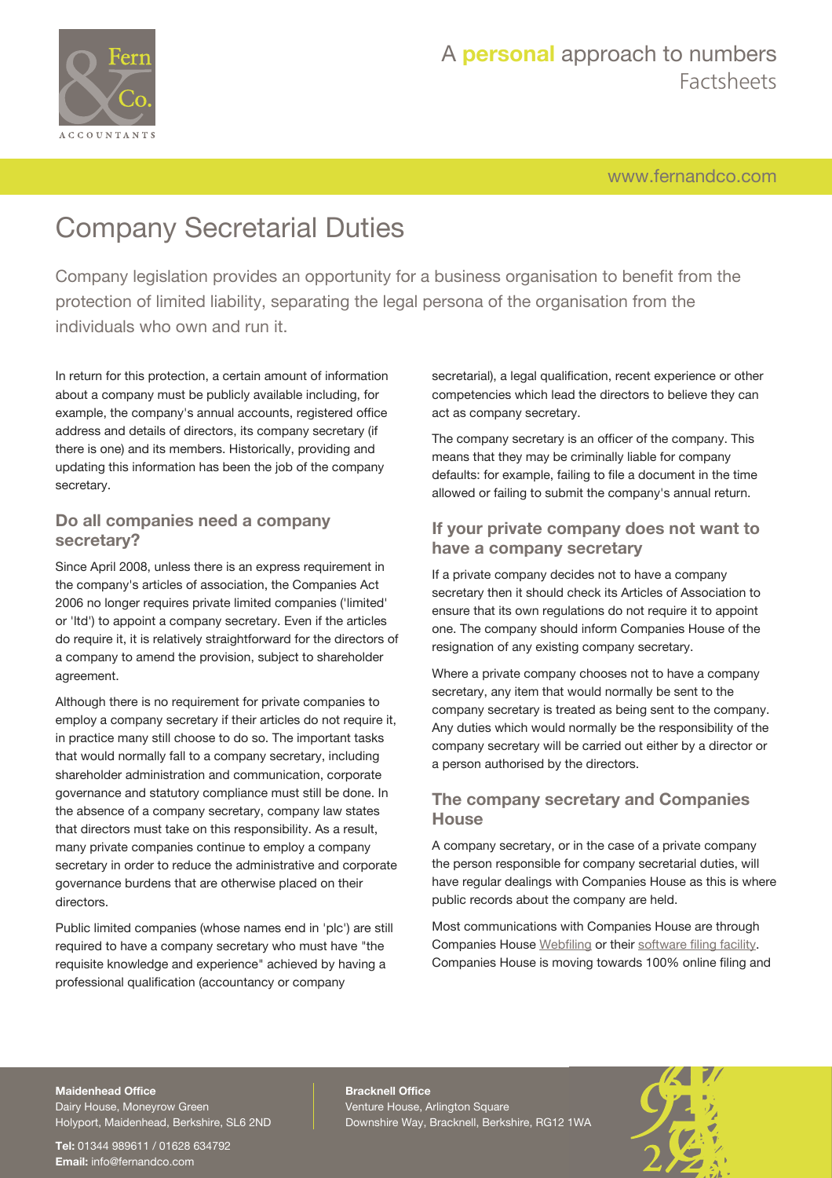# Company Secretarial Duties

Company legislation provides an opportunity for a business organisation to benefit from the protection of limited liability, separating the legal persona of the organisation from the individuals who own and run it.

In return for this protection, a certain amount of information about a company must be publicly available including, for example, the company's annual accounts, registered office address and details of directors, its company secretary (if there is one) and its members. Historically, providing and updating this information has been the job of the company secretary.

## Do all companies need a company secretary?

Since April 2008, unless there is an express requirement in the company's articles of association, the Companies Act 2006 no longer requires private limited companies ('limited' or 'ltd') to appoint a company secretary. Even if the articles do require it, it is relatively straightforward for the directors of a company to amend the provision, subject to shareholder agreement.

Although there is no requirement for private companies to employ a company secretary if their articles do not require it, in practice many still choose to do so. The important tasks that would normally fall to a company secretary, including shareholder administration and communication, corporate governance and statutory compliance must still be done. In the absence of a company secretary, company law states that directors must take on this responsibility. As a result, many private companies continue to employ a company secretary in order to reduce the administrative and corporate governance burdens that are otherwise placed on their directors.

Public limited companies (whose names end in 'plc') are still required to have a company secretary who must have "the requisite knowledge and experience" achieved by having a professional qualification (accountancy or company secretarial), a legal qualification, recent experience or other competencies which lead the directors to believe they can act as company secretary.

The company secretary is an officer of the company. This means that they may be criminally liable for company defaults: for example, failing to file a document in the time allowed or failing to submit the company's annual return.

## If your private company does not want to have a company secretary

If a private company decides not to have a company secretary then it should check its Articles of Association to ensure that its own regulations do not require it to appoint one. The company should inform Companies House of the resignation of any existing company secretary.

Where a private company chooses not to have a company secretary, any item that would normally be sent to the company secretary is treated as being sent to the company. Any duties which would normally be the responsibility of the company secretary will be carried out either by a director or a person authorised by the directors.

## The company secretary and Companies House

A company secretary, or in the case of a private company the person responsible for company secretarial duties, will have regular dealings with Companies House as this is where public records about the company are held.

Most communications with Companies House are through Companies House Webfiling or their software filing facility. Companies House is moving towards 100% online filing and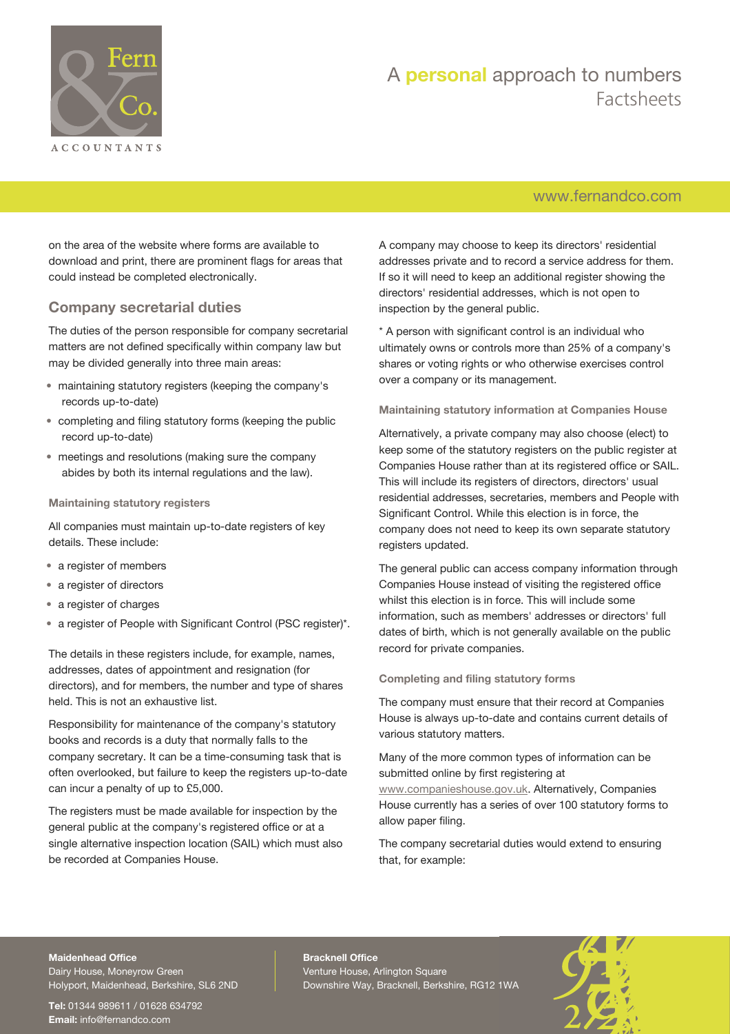on the area of the website where forms are available to download and print, there are prominent flags for areas that could instead be completed electronically.

## Company secretarial duties

The duties of the person responsible for company secretarial matters are not defined specifically within company law but may be divided generally into three main areas:

- maintaining statutory registers (keeping the company's records up-to-date)
- completing and filing statutory forms (keeping the public record up-to-date)
- meetings and resolutions (making sure the company abides by both its internal regulations and the law).

### Maintaining statutory registers

All companies must maintain up-to-date registers of key details. These include:

- a register of members
- a register of directors
- a register of charges
- a register of People with Significant Control (PSC register)*.

The details in these registers include, for example, names, addresses, dates of appointment and resignation (for directors), and for members, the number and type of shares held. This is not an exhaustive list.

Responsibility for maintenance of the company's statutory books and records is a duty that normally falls to the company secretary. It can be a time-consuming task that is often overlooked, but failure to keep the registers up-to-date can incur a penalty of up to £5,000.

The registers must be made available for inspection by the general public at the company's registered office or at a single alternative inspection location (SAIL) which must also be recorded at Companies House.

A company may choose to keep its directors' residential addresses private and to record a service address for them. If so it will need to keep an additional register showing the directors' residential addresses, which is not open to inspection by the general public.

* A person with significant control is an individual who ultimately owns or controls more than 25% of a company's shares or voting rights or who otherwise exercises control over a company or its management.

### Maintaining statutory information at Companies House

Alternatively, a private company may also choose (elect) to keep some of the statutory registers on the public register at Companies House rather than at its registered office or SAIL. This will include its registers of directors, directors' usual residential addresses, secretaries, members and People with Significant Control. While this election is in force, the company does not need to keep its own separate statutory registers updated.

The general public can access company information through Companies House instead of visiting the registered office whilst this election is in force. This will include some information, such as members' addresses or directors' full dates of birth, which is not generally available on the public record for private companies.

### Completing and filing statutory forms

The company must ensure that their record at Companies House is always up-to-date and contains current details of various statutory matters.

Many of the more common types of information can be submitted online by first registering at www.companieshouse.gov.uk. Alternatively, Companies House currently has a series of over 100 statutory forms to allow paper filing.

The company secretarial duties would extend to ensuring that, for example: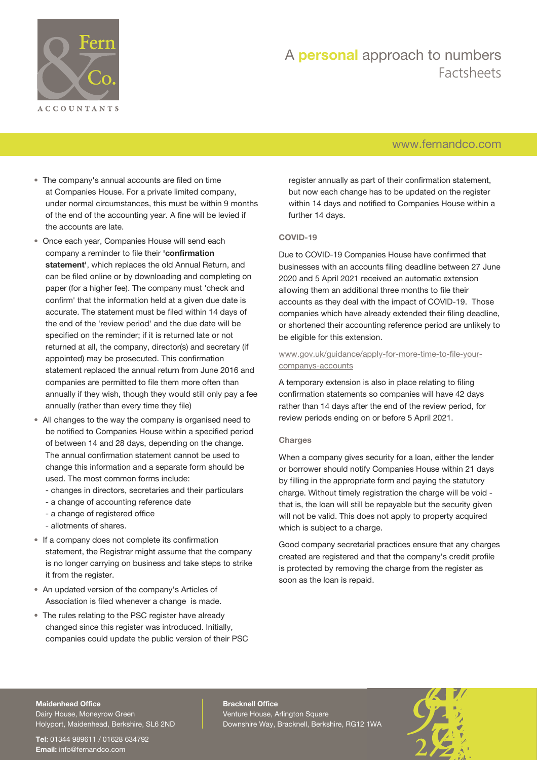- The company's annual accounts are filed on time at Companies House. For a private limited company, under normal circumstances, this must be within 9 months of the end of the accounting year. A fine will be levied if the accounts are late.
- Once each year, Companies House will send each company a reminder to file their **'confirmation statement'**, which replaces the old Annual Return, and can be filed online or by downloading and completing on paper (for a higher fee). The company must 'check and confirm' that the information held at a given due date is accurate. The statement must be filed within 14 days of the end of the 'review period' and the due date will be specified on the reminder; if it is returned late or not returned at all, the company, director(s) and secretary (if appointed) may be prosecuted. This confirmation statement replaced the annual return from June 2016 and companies are permitted to file them more often than annually if they wish, though they would still only pay a fee annually (rather than every time they file)
- All changes to the way the company is organised need to be notified to Companies House within a specified period of between 14 and 28 days, depending on the change. The annual confirmation statement cannot be used to change this information and a separate form should be used. The most common forms include:
  - changes in directors, secretaries and their particulars
  - a change of accounting reference date
  - a change of registered office
  - allotments of shares.
- If a company does not complete its confirmation statement, the Registrar might assume that the company is no longer carrying on business and take steps to strike it from the register.
- An updated version of the company's Articles of Association is filed whenever a change is made.
- The rules relating to the PSC register have already changed since this register was introduced. Initially, companies could update the public version of their PSC register annually as part of their confirmation statement, but now each change has to be updated on the register within 14 days and notified to Companies House within a further 14 days.

### COVID-19

Due to COVID-19 Companies House have confirmed that businesses with an accounts filing deadline between 27 June 2020 and 5 April 2021 received an automatic extension allowing them an additional three months to file their accounts as they deal with the impact of COVID-19. Those companies which have already extended their filing deadline, or shortened their accounting reference period are unlikely to be eligible for this extension.

www.gov.uk/guidance/apply-for-more-time-to-file-your-companys-accounts

A temporary extension is also in place relating to filing confirmation statements so companies will have 42 days rather than 14 days after the end of the review period, for review periods ending on or before 5 April 2021.

### Charges

When a company gives security for a loan, either the lender or borrower should notify Companies House within 21 days by filling in the appropriate form and paying the statutory charge. Without timely registration the charge will be void - that is, the loan will still be repayable but the security given will not be valid. This does not apply to property acquired which is subject to a charge.

Good company secretarial practices ensure that any charges created are registered and that the company's credit profile is protected by removing the charge from the register as soon as the loan is repaid.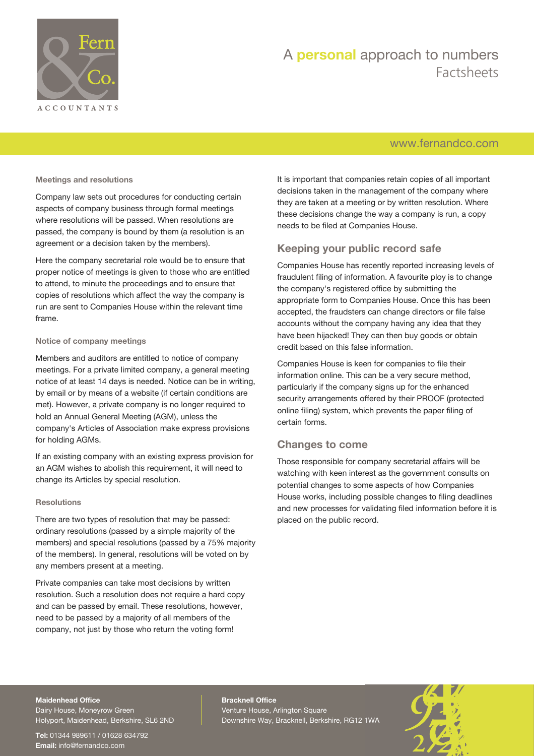### Meetings and resolutions

Company law sets out procedures for conducting certain aspects of company business through formal meetings where resolutions will be passed. When resolutions are passed, the company is bound by them (a resolution is an agreement or a decision taken by the members).

Here the company secretarial role would be to ensure that proper notice of meetings is given to those who are entitled to attend, to minute the proceedings and to ensure that copies of resolutions which affect the way the company is run are sent to Companies House within the relevant time frame.

### Notice of company meetings

Members and auditors are entitled to notice of company meetings. For a private limited company, a general meeting notice of at least 14 days is needed. Notice can be in writing, by email or by means of a website (if certain conditions are met). However, a private company is no longer required to hold an Annual General Meeting (AGM), unless the company's Articles of Association make express provisions for holding AGMs.

If an existing company with an existing express provision for an AGM wishes to abolish this requirement, it will need to change its Articles by special resolution.

### Resolutions

There are two types of resolution that may be passed: ordinary resolutions (passed by a simple majority of the members) and special resolutions (passed by a 75% majority of the members). In general, resolutions will be voted on by any members present at a meeting.

Private companies can take most decisions by written resolution. Such a resolution does not require a hard copy and can be passed by email. These resolutions, however, need to be passed by a majority of all members of the company, not just by those who return the voting form!

It is important that companies retain copies of all important decisions taken in the management of the company where they are taken at a meeting or by written resolution. Where these decisions change the way a company is run, a copy needs to be filed at Companies House.

## Keeping your public record safe

Companies House has recently reported increasing levels of fraudulent filing of information. A favourite ploy is to change the company's registered office by submitting the appropriate form to Companies House. Once this has been accepted, the fraudsters can change directors or file false accounts without the company having any idea that they have been hijacked! They can then buy goods or obtain credit based on this false information.

Companies House is keen for companies to file their information online. This can be a very secure method, particularly if the company signs up for the enhanced security arrangements offered by their PROOF (protected online filing) system, which prevents the paper filing of certain forms.

## Changes to come

Those responsible for company secretarial affairs will be watching with keen interest as the government consults on potential changes to some aspects of how Companies House works, including possible changes to filing deadlines and new processes for validating filed information before it is placed on the public record.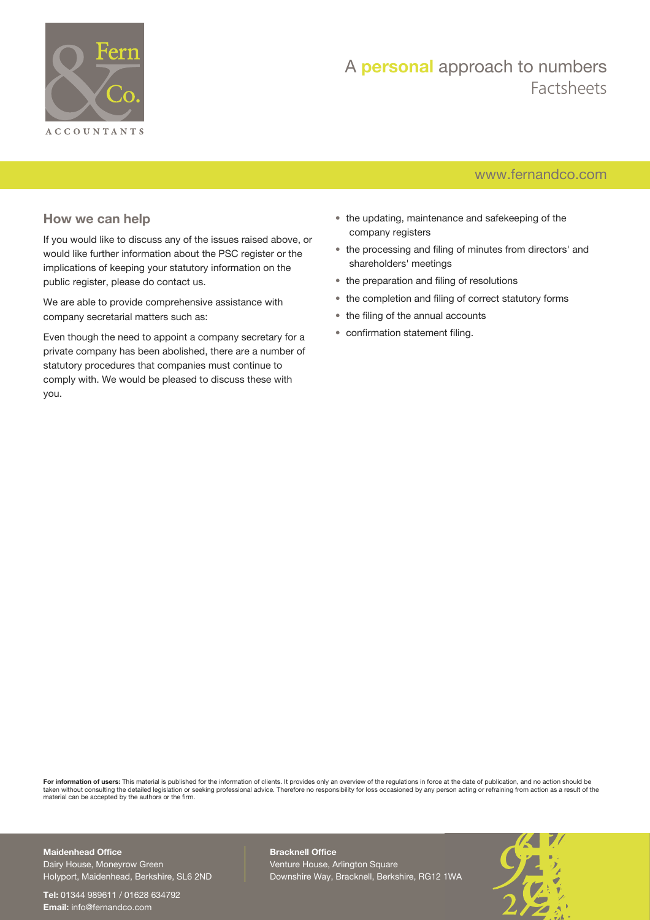## How we can help

If you would like to discuss any of the issues raised above, or would like further information about the PSC register or the implications of keeping your statutory information on the public register, please do contact us.

We are able to provide comprehensive assistance with company secretarial matters such as:

- the updating, maintenance and safekeeping of the company registers
- the processing and filing of minutes from directors' and shareholders' meetings
- the preparation and filing of resolutions
- the completion and filing of correct statutory forms
- the filing of the annual accounts
- confirmation statement filing.

Even though the need to appoint a company secretary for a private company has been abolished, there are a number of statutory procedures that companies must continue to comply with. We would be pleased to discuss these with you.

**For information of users:** This material is published for the information of clients. It provides only an overview of the regulations in force at the date of publication, and no action should be taken without consulting the detailed legislation or seeking professional advice. Therefore no responsibility for loss occasioned by any person acting or refraining from action as a result of the material can be accepted by the authors or the firm.